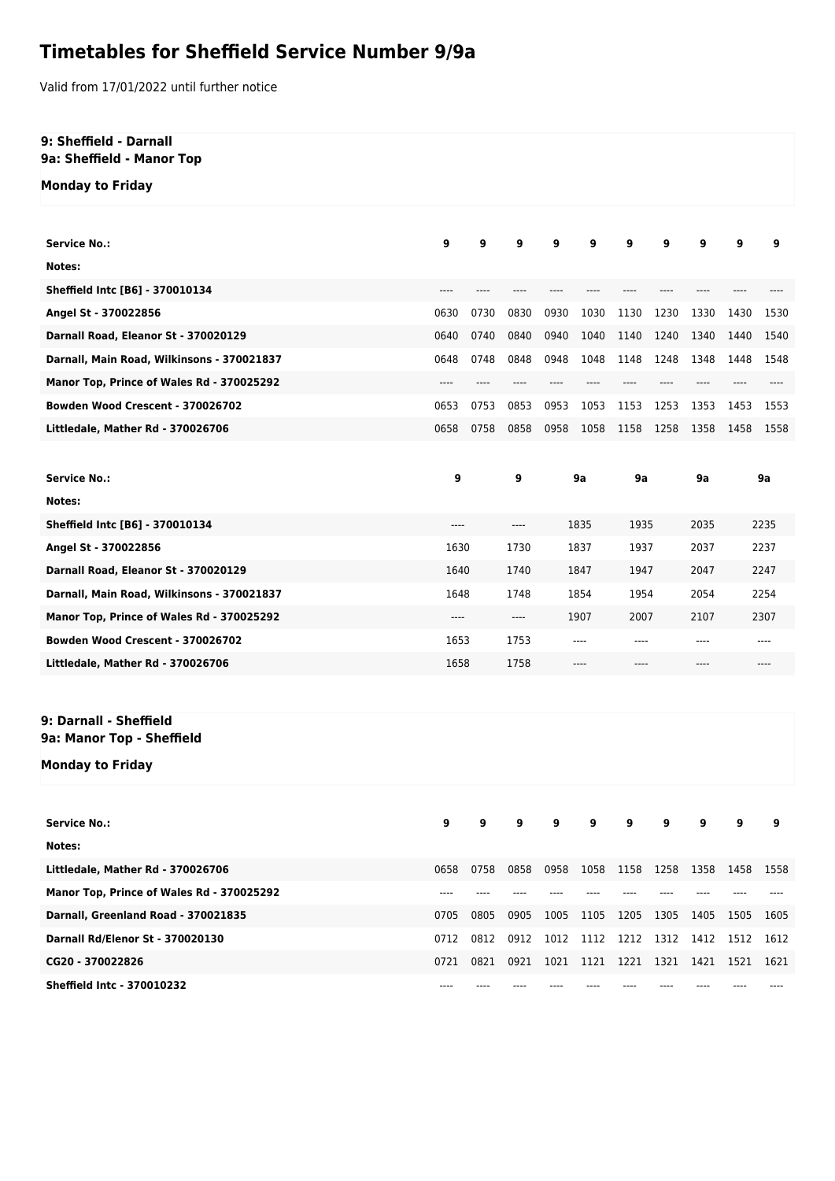# Timetables for Sheffield Service Number 9/9a

Valid from 17/01/2022 until further notice

**9: Sheffield - Darnall**
**9a: Sheffield - Manor Top**

**Monday to Friday**

| Service No.: | 9 | 9 | 9 | 9 | 9 | 9 | 9 | 9 | 9 | 9 |
|---|---|---|---|---|---|---|---|---|---|---|
| Notes: | | | | | | | | | | |
| Sheffield Intc [B6] - 370010134 | ---- | ---- | ---- | ---- | ---- | ---- | ---- | ---- | ---- | ---- |
| Angel St - 370022856 | 0630 | 0730 | 0830 | 0930 | 1030 | 1130 | 1230 | 1330 | 1430 | 1530 |
| Darnall Road, Eleanor St - 370020129 | 0640 | 0740 | 0840 | 0940 | 1040 | 1140 | 1240 | 1340 | 1440 | 1540 |
| Darnall, Main Road, Wilkinsons - 370021837 | 0648 | 0748 | 0848 | 0948 | 1048 | 1148 | 1248 | 1348 | 1448 | 1548 |
| Manor Top, Prince of Wales Rd - 370025292 | ---- | ---- | ---- | ---- | ---- | ---- | ---- | ---- | ---- | ---- |
| Bowden Wood Crescent - 370026702 | 0653 | 0753 | 0853 | 0953 | 1053 | 1153 | 1253 | 1353 | 1453 | 1553 |
| Littledale, Mather Rd - 370026706 | 0658 | 0758 | 0858 | 0958 | 1058 | 1158 | 1258 | 1358 | 1458 | 1558 |

| Service No.: | 9 | 9 | 9a | 9a | 9a | 9a |
|---|---|---|---|---|---|---|
| Notes: | | | | | | |
| Sheffield Intc [B6] - 370010134 | ---- | ---- | 1835 | 1935 | 2035 | 2235 |
| Angel St - 370022856 | 1630 | 1730 | 1837 | 1937 | 2037 | 2237 |
| Darnall Road, Eleanor St - 370020129 | 1640 | 1740 | 1847 | 1947 | 2047 | 2247 |
| Darnall, Main Road, Wilkinsons - 370021837 | 1648 | 1748 | 1854 | 1954 | 2054 | 2254 |
| Manor Top, Prince of Wales Rd - 370025292 | ---- | ---- | 1907 | 2007 | 2107 | 2307 |
| Bowden Wood Crescent - 370026702 | 1653 | 1753 | ---- | ---- | ---- | ---- |
| Littledale, Mather Rd - 370026706 | 1658 | 1758 | ---- | ---- | ---- | ---- |

**9: Darnall - Sheffield**
**9a: Manor Top - Sheffield**

**Monday to Friday**

| Service No.: | 9 | 9 | 9 | 9 | 9 | 9 | 9 | 9 | 9 | 9 |
|---|---|---|---|---|---|---|---|---|---|---|
| Notes: | | | | | | | | | | |
| Littledale, Mather Rd - 370026706 | 0658 | 0758 | 0858 | 0958 | 1058 | 1158 | 1258 | 1358 | 1458 | 1558 |
| Manor Top, Prince of Wales Rd - 370025292 | ---- | ---- | ---- | ---- | ---- | ---- | ---- | ---- | ---- | ---- |
| Darnall, Greenland Road - 370021835 | 0705 | 0805 | 0905 | 1005 | 1105 | 1205 | 1305 | 1405 | 1505 | 1605 |
| Darnall Rd/Elenor St - 370020130 | 0712 | 0812 | 0912 | 1012 | 1112 | 1212 | 1312 | 1412 | 1512 | 1612 |
| CG20 - 370022826 | 0721 | 0821 | 0921 | 1021 | 1121 | 1221 | 1321 | 1421 | 1521 | 1621 |
| Sheffield Intc - 370010232 | ---- | ---- | ---- | ---- | ---- | ---- | ---- | ---- | ---- | ---- |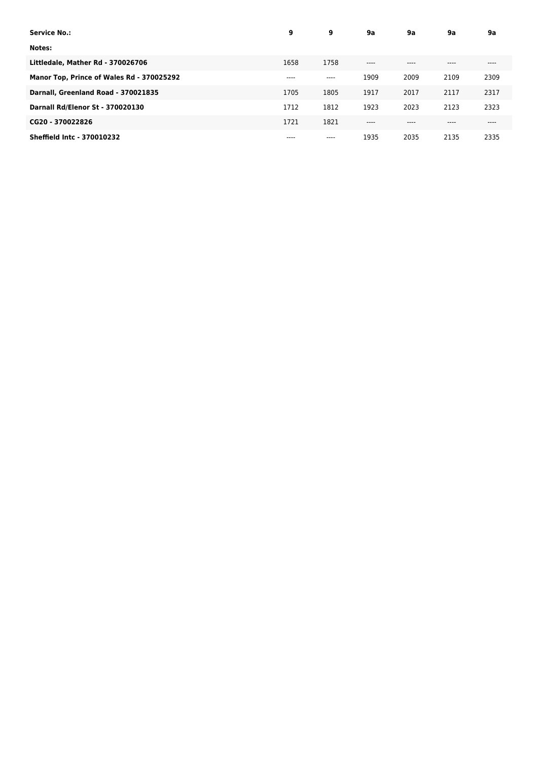| Service No.: | 9 | 9 | 9a | 9a | 9a | 9a |
|---|---|---|---|---|---|---|
| Notes: | | | | | | |
| Littledale, Mather Rd - 370026706 | 1658 | 1758 | ---- | ---- | ---- | ---- |
| Manor Top, Prince of Wales Rd - 370025292 | ---- | ---- | 1909 | 2009 | 2109 | 2309 |
| Darnall, Greenland Road - 370021835 | 1705 | 1805 | 1917 | 2017 | 2117 | 2317 |
| Darnall Rd/Elenor St - 370020130 | 1712 | 1812 | 1923 | 2023 | 2123 | 2323 |
| CG20 - 370022826 | 1721 | 1821 | ---- | ---- | ---- | ---- |
| Sheffield Intc - 370010232 | ---- | ---- | 1935 | 2035 | 2135 | 2335 |